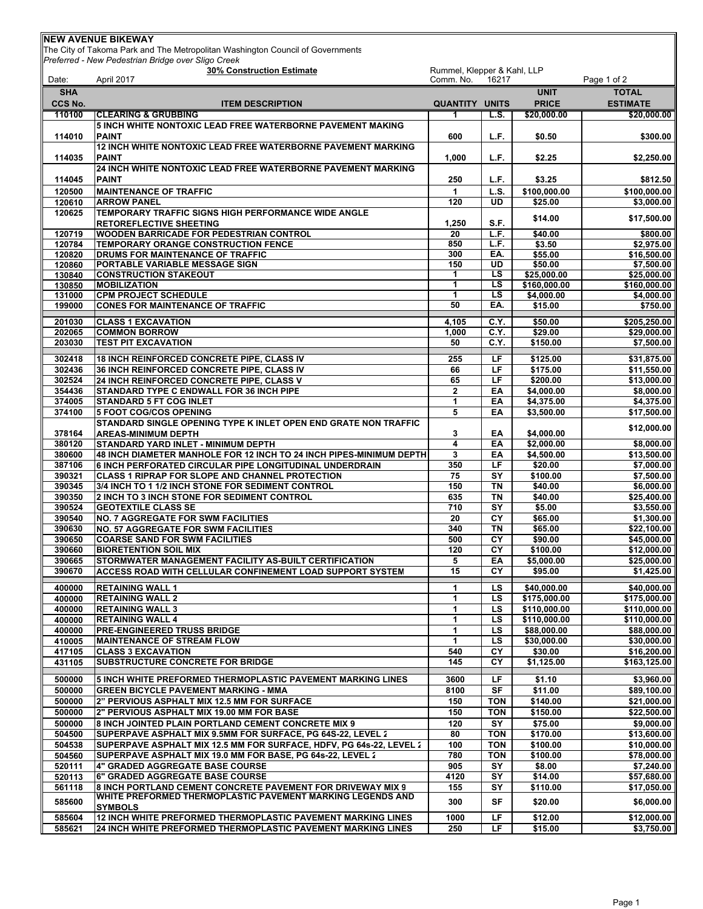**NEW AVENUE BIKEWAY**

The City of Takoma Park and The Metropolitan Washington Council of Governments

*Preferred - New Pedestrian Bridge over Sligo Creek*

**30% Construction Estimate**

Rummel, Klepper & Kahl, LLP

Date: April 2017 — Comm. No. 16217

| SHA CCS No. | ITEM DESCRIPTION | QUANTITY | UNITS | UNIT PRICE | TOTAL ESTIMATE |
|---|---|---|---|---|---|
| 110100 | CLEARING & GRUBBING | 1 | L.S. | $20,000.00 | $20,000.00 |
| 114010 | 5 INCH WHITE NONTOXIC LEAD FREE WATERBORNE PAVEMENT MAKING PAINT | 600 | L.F. | $0.50 | $300.00 |
| 114035 | 12 INCH WHITE NONTOXIC LEAD FREE WATERBORNE PAVEMENT MARKING PAINT | 1,000 | L.F. | $2.25 | $2,250.00 |
| 114045 | 24 INCH WHITE NONTOXIC LEAD FREE WATERBORNE PAVEMENT MARKING PAINT | 250 | L.F. | $3.25 | $812.50 |
| 120500 | MAINTENANCE OF TRAFFIC | 1 | L.S. | $100,000.00 | $100,000.00 |
| 120610 | ARROW PANEL | 120 | UD | $25.00 | $3,000.00 |
| 120625 | TEMPORARY TRAFFIC SIGNS HIGH PERFORMANCE WIDE ANGLE RETOREFLECTIVE SHEETING | 1,250 | S.F. | $14.00 | $17,500.00 |
| 120719 | WOODEN BARRICADE FOR PEDESTRIAN CONTROL | 20 | L.F. | $40.00 | $800.00 |
| 120784 | TEMPORARY ORANGE CONSTRUCTION FENCE | 850 | L.F. | $3.50 | $2,975.00 |
| 120820 | DRUMS FOR MAINTENANCE OF TRAFFIC | 300 | EA. | $55.00 | $16,500.00 |
| 120860 | PORTABLE VARIABLE MESSAGE SIGN | 150 | UD | $50.00 | $7,500.00 |
| 130840 | CONSTRUCTION STAKEOUT | 1 | LS | $25,000.00 | $25,000.00 |
| 130850 | MOBILIZATION | 1 | LS | $160,000.00 | $160,000.00 |
| 131000 | CPM PROJECT SCHEDULE | 1 | LS | $4,000.00 | $4,000.00 |
| 199000 | CONES FOR MAINTENANCE OF TRAFFIC | 50 | EA. | $15.00 | $750.00 |
| 201030 | CLASS 1 EXCAVATION | 4,105 | C.Y. | $50.00 | $205,250.00 |
| 202065 | COMMON BORROW | 1,000 | C.Y. | $29.00 | $29,000.00 |
| 203030 | TEST PIT EXCAVATION | 50 | C.Y. | $150.00 | $7,500.00 |
| 302418 | 18 INCH REINFORCED CONCRETE PIPE, CLASS IV | 255 | LF | $125.00 | $31,875.00 |
| 302436 | 36 INCH REINFORCED CONCRETE PIPE, CLASS IV | 66 | LF | $175.00 | $11,550.00 |
| 302524 | 24 INCH REINFORCED CONCRETE PIPE, CLASS V | 65 | LF | $200.00 | $13,000.00 |
| 354436 | STANDARD TYPE C ENDWALL FOR 36 INCH PIPE | 2 | EA | $4,000.00 | $8,000.00 |
| 374005 | STANDARD 5 FT COG INLET | 1 | EA | $4,375.00 | $4,375.00 |
| 374100 | 5 FOOT COG/COS OPENING | 5 | EA | $3,500.00 | $17,500.00 |
| 378164 | STANDARD SINGLE OPENING TYPE K INLET OPEN END GRATE NON TRAFFIC AREAS-MINIMUM DEPTH | 3 | EA | $4,000.00 | $12,000.00 |
| 380120 | STANDARD YARD INLET - MINIMUM DEPTH | 4 | EA | $2,000.00 | $8,000.00 |
| 380600 | 48 INCH DIAMETER MANHOLE FOR 12 INCH TO 24 INCH PIPES-MINIMUM DEPTH | 3 | EA | $4,500.00 | $13,500.00 |
| 387106 | 6 INCH PERFORATED CIRCULAR PIPE LONGITUDINAL UNDERDRAIN | 350 | LF | $20.00 | $7,000.00 |
| 390321 | CLASS 1 RIPRAP FOR SLOPE AND CHANNEL PROTECTION | 75 | SY | $100.00 | $7,500.00 |
| 390345 | 3/4 INCH TO 1 1/2 INCH STONE FOR SEDIMENT CONTROL | 150 | TN | $40.00 | $6,000.00 |
| 390350 | 2 INCH TO 3 INCH STONE FOR SEDIMENT CONTROL | 635 | TN | $40.00 | $25,400.00 |
| 390524 | GEOTEXTILE CLASS SE | 710 | SY | $5.00 | $3,550.00 |
| 390540 | NO. 7 AGGREGATE FOR SWM FACILITIES | 20 | CY | $65.00 | $1,300.00 |
| 390630 | NO. 57 AGGREGATE FOR SWM FACILITIES | 340 | TN | $65.00 | $22,100.00 |
| 390650 | COARSE SAND FOR SWM FACILITIES | 500 | CY | $90.00 | $45,000.00 |
| 390660 | BIORETENTION SOIL MIX | 120 | CY | $100.00 | $12,000.00 |
| 390665 | STORMWATER MANAGEMENT FACILITY AS-BUILT CERTIFICATION | 5 | EA | $5,000.00 | $25,000.00 |
| 390670 | ACCESS ROAD WITH CELLULAR CONFINEMENT LOAD SUPPORT SYSTEM | 15 | CY | $95.00 | $1,425.00 |
| 400000 | RETAINING WALL 1 | 1 | LS | $40,000.00 | $40,000.00 |
| 400000 | RETAINING WALL 2 | 1 | LS | $175,000.00 | $175,000.00 |
| 400000 | RETAINING WALL 3 | 1 | LS | $110,000.00 | $110,000.00 |
| 400000 | RETAINING WALL 4 | 1 | LS | $110,000.00 | $110,000.00 |
| 400000 | PRE-ENGINEERED TRUSS BRIDGE | 1 | LS | $88,000.00 | $88,000.00 |
| 410005 | MAINTENANCE OF STREAM FLOW | 1 | LS | $30,000.00 | $30,000.00 |
| 417105 | CLASS 3 EXCAVATION | 540 | CY | $30.00 | $16,200.00 |
| 431105 | SUBSTRUCTURE CONCRETE FOR BRIDGE | 145 | CY | $1,125.00 | $163,125.00 |
| 500000 | 5 INCH WHITE PREFORMED THERMOPLASTIC PAVEMENT MARKING LINES | 3600 | LF | $1.10 | $3,960.00 |
| 500000 | GREEN BICYCLE PAVEMENT MARKING - MMA | 8100 | SF | $11.00 | $89,100.00 |
| 500000 | 2" PERVIOUS ASPHALT MIX 12.5 MM FOR SURFACE | 150 | TON | $140.00 | $21,000.00 |
| 500000 | 2" PERVIOUS ASPHALT MIX 19.00 MM FOR BASE | 150 | TON | $150.00 | $22,500.00 |
| 500000 | 8 INCH JOINTED PLAIN PORTLAND CEMENT CONCRETE MIX 9 | 120 | SY | $75.00 | $9,000.00 |
| 504500 | SUPERPAVE ASPHALT MIX 9.5MM FOR SURFACE, PG 64S-22, LEVEL 2 | 80 | TON | $170.00 | $13,600.00 |
| 504538 | SUPERPAVE ASPHALT MIX 12.5 MM FOR SURFACE, HDFV, PG 64s-22, LEVEL 2 | 100 | TON | $100.00 | $10,000.00 |
| 504560 | SUPERPAVE ASPHALT MIX 19.0 MM FOR BASE, PG 64s-22, LEVEL 2 | 780 | TON | $100.00 | $78,000.00 |
| 520111 | 4" GRADED AGGREGATE BASE COURSE | 905 | SY | $8.00 | $7,240.00 |
| 520113 | 6" GRADED AGGREGATE BASE COURSE | 4120 | SY | $14.00 | $57,680.00 |
| 561118 | 8 INCH PORTLAND CEMENT CONCRETE PAVEMENT FOR DRIVEWAY MIX 9 | 155 | SY | $110.00 | $17,050.00 |
| 585600 | WHITE PREFORMED THERMOPLASTIC PAVEMENT MARKING LEGENDS AND SYMBOLS | 300 | SF | $20.00 | $6,000.00 |
| 585604 | 12 INCH WHITE PREFORMED THERMOPLASTIC PAVEMENT MARKING LINES | 1000 | LF | $12.00 | $12,000.00 |
| 585621 | 24 INCH WHITE PREFORMED THERMOPLASTIC PAVEMENT MARKING LINES | 250 | LF | $15.00 | $3,750.00 |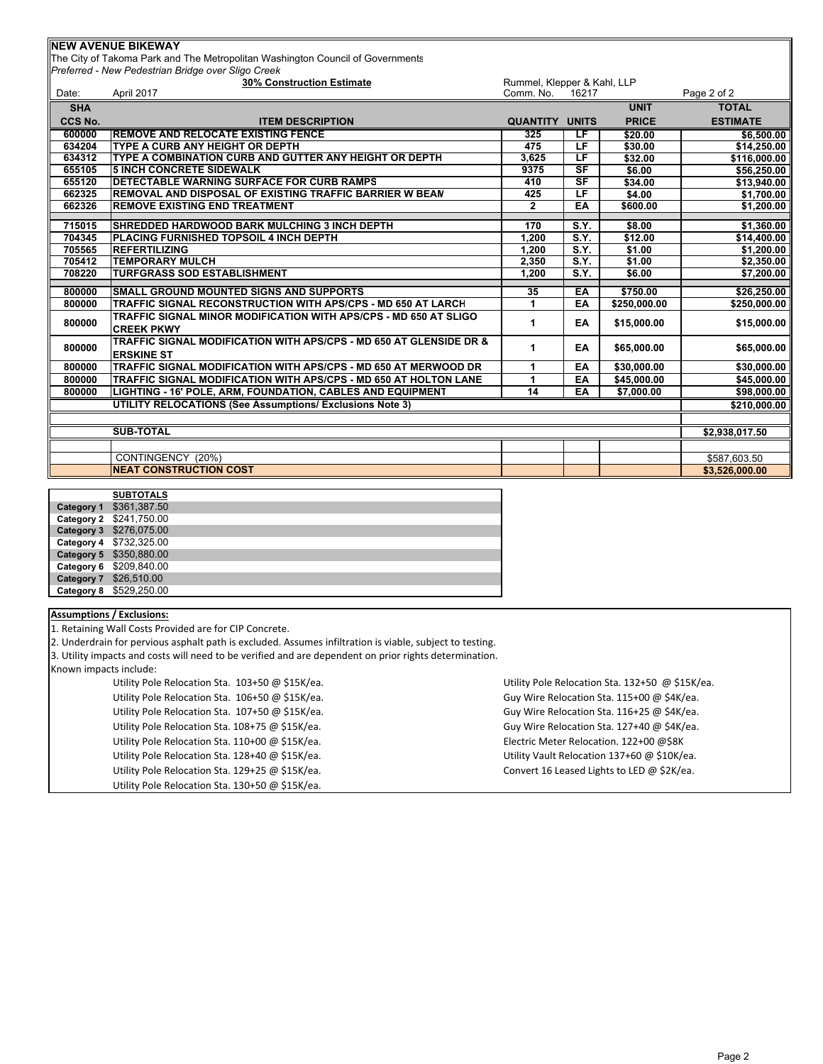**NEW AVENUE BIKEWAY**

The City of Takoma Park and The Metropolitan Washington Council of Governments

*Preferred - New Pedestrian Bridge over Sligo Creek*

**30% Construction Estimate**

Rummel, Klepper & Kahl, LLP

Date: April 2017 | Comm. No. 16217

| SHA CCS No. | ITEM DESCRIPTION | QUANTITY | UNITS | UNIT PRICE | TOTAL ESTIMATE |
|---|---|---|---|---|---|
| 600000 | REMOVE AND RELOCATE EXISTING FENCE | 325 | LF | $20.00 | $6,500.00 |
| 634204 | TYPE A CURB ANY HEIGHT OR DEPTH | 475 | LF | $30.00 | $14,250.00 |
| 634312 | TYPE A COMBINATION CURB AND GUTTER ANY HEIGHT OR DEPTH | 3,625 | LF | $32.00 | $116,000.00 |
| 655105 | 5 INCH CONCRETE SIDEWALK | 9375 | SF | $6.00 | $56,250.00 |
| 655120 | DETECTABLE WARNING SURFACE FOR CURB RAMPS | 410 | SF | $34.00 | $13,940.00 |
| 662325 | REMOVAL AND DISPOSAL OF EXISTING TRAFFIC BARRIER W BEAM | 425 | LF | $4.00 | $1,700.00 |
| 662326 | REMOVE EXISTING END TREATMENT | 2 | EA | $600.00 | $1,200.00 |
| | | | | | |
| 715015 | SHREDDED HARDWOOD BARK MULCHING 3 INCH DEPTH | 170 | S.Y. | $8.00 | $1,360.00 |
| 704345 | PLACING FURNISHED TOPSOIL 4 INCH DEPTH | 1,200 | S.Y. | $12.00 | $14,400.00 |
| 705565 | REFERTILIZING | 1,200 | S.Y. | $1.00 | $1,200.00 |
| 705412 | TEMPORARY MULCH | 2,350 | S.Y. | $1.00 | $2,350.00 |
| 708220 | TURFGRASS SOD ESTABLISHMENT | 1,200 | S.Y. | $6.00 | $7,200.00 |
| | | | | | |
| 800000 | SMALL GROUND MOUNTED SIGNS AND SUPPORTS | 35 | EA | $750.00 | $26,250.00 |
| 800000 | TRAFFIC SIGNAL RECONSTRUCTION WITH APS/CPS - MD 650 AT LARCH | 1 | EA | $250,000.00 | $250,000.00 |
| 800000 | TRAFFIC SIGNAL MINOR MODIFICATION WITH APS/CPS - MD 650 AT SLIGO CREEK PKWY | 1 | EA | $15,000.00 | $15,000.00 |
| 800000 | TRAFFIC SIGNAL MODIFICATION WITH APS/CPS - MD 650 AT GLENSIDE DR & ERSKINE ST | 1 | EA | $65,000.00 | $65,000.00 |
| 800000 | TRAFFIC SIGNAL MODIFICATION WITH APS/CPS - MD 650 AT MERWOOD DR | 1 | EA | $30,000.00 | $30,000.00 |
| 800000 | TRAFFIC SIGNAL MODIFICATION WITH APS/CPS - MD 650 AT HOLTON LANE | 1 | EA | $45,000.00 | $45,000.00 |
| 800000 | LIGHTING - 16' POLE, ARM, FOUNDATION, CABLES AND EQUIPMENT | 14 | EA | $7,000.00 | $98,000.00 |
| | UTILITY RELOCATIONS (See Assumptions/ Exclusions Note 3) | | | | $210,000.00 |
| | | | | | |
| | SUB-TOTAL | | | | $2,938,017.50 |
| | | | | | |
| | CONTINGENCY (20%) | | | | $587,603.50 |
| | NEAT CONSTRUCTION COST | | | | $3,526,000.00 |

| | SUBTOTALS |
|---|---|
| Category 1 | $361,387.50 |
| Category 2 | $241,750.00 |
| Category 3 | $276,075.00 |
| Category 4 | $732,325.00 |
| Category 5 | $350,880.00 |
| Category 6 | $209,840.00 |
| Category 7 | $26,510.00 |
| Category 8 | $529,250.00 |

**Assumptions / Exclusions:**

1. Retaining Wall Costs Provided are for CIP Concrete.
2. Underdrain for pervious asphalt path is excluded. Assumes infiltration is viable, subject to testing.
3. Utility impacts and costs will need to be verified and are dependent on prior rights determination.

Known impacts include:

- Utility Pole Relocation Sta. 103+50 @ $15K/ea.
- Utility Pole Relocation Sta. 106+50 @ $15K/ea.
- Utility Pole Relocation Sta. 107+50 @ $15K/ea.
- Utility Pole Relocation Sta. 108+75 @ $15K/ea.
- Utility Pole Relocation Sta. 110+00 @ $15K/ea.
- Utility Pole Relocation Sta. 128+40 @ $15K/ea.
- Utility Pole Relocation Sta. 129+25 @ $15K/ea.
- Utility Pole Relocation Sta. 130+50 @ $15K/ea.
- Utility Pole Relocation Sta. 132+50 @ $15K/ea.
- Guy Wire Relocation Sta. 115+00 @ $4K/ea.
- Guy Wire Relocation Sta. 116+25 @ $4K/ea.
- Guy Wire Relocation Sta. 127+40 @ $4K/ea.
- Electric Meter Relocation. 122+00 @$8K
- Utility Vault Relocation 137+60 @ $10K/ea.
- Convert 16 Leased Lights to LED @ $2K/ea.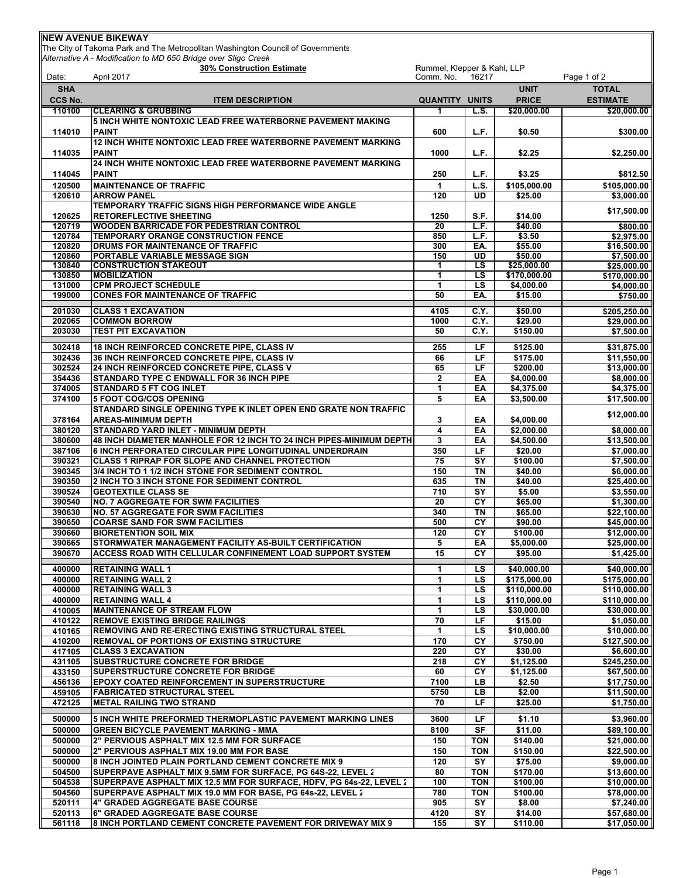**NEW AVENUE BIKEWAY**

The City of Takoma Park and The Metropolitan Washington Council of Governments

*Alternative A - Modification to MD 650 Bridge over Sligo Creek*

**30% Construction Estimate**

Rummel, Klepper & Kahl, LLP

Date: April 2017 — Comm. No. 16217 — Page 1 of 2

| SHA CCS No. | ITEM DESCRIPTION | QUANTITY | UNITS | UNIT PRICE | TOTAL ESTIMATE |
|---|---|---|---|---|---|
| 110100 | CLEARING & GRUBBING | 1 | L.S. | $20,000.00 | $20,000.00 |
| 114010 | 5 INCH WHITE NONTOXIC LEAD FREE WATERBORNE PAVEMENT MAKING PAINT | 600 | L.F. | $0.50 | $300.00 |
| 114035 | 12 INCH WHITE NONTOXIC LEAD FREE WATERBORNE PAVEMENT MARKING PAINT | 1000 | L.F. | $2.25 | $2,250.00 |
| 114045 | 24 INCH WHITE NONTOXIC LEAD FREE WATERBORNE PAVEMENT MARKING PAINT | 250 | L.F. | $3.25 | $812.50 |
| 120500 | MAINTENANCE OF TRAFFIC | 1 | L.S. | $105,000.00 | $105,000.00 |
| 120610 | ARROW PANEL | 120 | UD | $25.00 | $3,000.00 |
| 120625 | TEMPORARY TRAFFIC SIGNS HIGH PERFORMANCE WIDE ANGLE RETOREFLECTIVE SHEETING | 1250 | S.F. | $14.00 | $17,500.00 |
| 120719 | WOODEN BARRICADE FOR PEDESTRIAN CONTROL | 20 | L.F. | $40.00 | $800.00 |
| 120784 | TEMPORARY ORANGE CONSTRUCTION FENCE | 850 | L.F. | $3.50 | $2,975.00 |
| 120820 | DRUMS FOR MAINTENANCE OF TRAFFIC | 300 | EA. | $55.00 | $16,500.00 |
| 120860 | PORTABLE VARIABLE MESSAGE SIGN | 150 | UD | $50.00 | $7,500.00 |
| 130840 | CONSTRUCTION STAKEOUT | 1 | LS | $25,000.00 | $25,000.00 |
| 130850 | MOBILIZATION | 1 | LS | $170,000.00 | $170,000.00 |
| 131000 | CPM PROJECT SCHEDULE | 1 | LS | $4,000.00 | $4,000.00 |
| 199000 | CONES FOR MAINTENANCE OF TRAFFIC | 50 | EA. | $15.00 | $750.00 |
| | | | | | |
| 201030 | CLASS 1 EXCAVATION | 4105 | C.Y. | $50.00 | $205,250.00 |
| 202065 | COMMON BORROW | 1000 | C.Y. | $29.00 | $29,000.00 |
| 203030 | TEST PIT EXCAVATION | 50 | C.Y. | $150.00 | $7,500.00 |
| | | | | | |
| 302418 | 18 INCH REINFORCED CONCRETE PIPE, CLASS IV | 255 | LF | $125.00 | $31,875.00 |
| 302436 | 36 INCH REINFORCED CONCRETE PIPE, CLASS IV | 66 | LF | $175.00 | $11,550.00 |
| 302524 | 24 INCH REINFORCED CONCRETE PIPE, CLASS V | 65 | LF | $200.00 | $13,000.00 |
| 354436 | STANDARD TYPE C ENDWALL FOR 36 INCH PIPE | 2 | EA | $4,000.00 | $8,000.00 |
| 374005 | STANDARD 5 FT COG INLET | 1 | EA | $4,375.00 | $4,375.00 |
| 374100 | 5 FOOT COG/COS OPENING | 5 | EA | $3,500.00 | $17,500.00 |
| 378164 | STANDARD SINGLE OPENING TYPE K INLET OPEN END GRATE NON TRAFFIC AREAS-MINIMUM DEPTH | 3 | EA | $4,000.00 | $12,000.00 |
| 380120 | STANDARD YARD INLET - MINIMUM DEPTH | 4 | EA | $2,000.00 | $8,000.00 |
| 380600 | 48 INCH DIAMETER MANHOLE FOR 12 INCH TO 24 INCH PIPES-MINIMUM DEPTH | 3 | EA | $4,500.00 | $13,500.00 |
| 387106 | 6 INCH PERFORATED CIRCULAR PIPE LONGITUDINAL UNDERDRAIN | 350 | LF | $20.00 | $7,000.00 |
| 390321 | CLASS 1 RIPRAP FOR SLOPE AND CHANNEL PROTECTION | 75 | SY | $100.00 | $7,500.00 |
| 390345 | 3/4 INCH TO 1 1/2 INCH STONE FOR SEDIMENT CONTROL | 150 | TN | $40.00 | $6,000.00 |
| 390350 | 2 INCH TO 3 INCH STONE FOR SEDIMENT CONTROL | 635 | TN | $40.00 | $25,400.00 |
| 390524 | GEOTEXTILE CLASS SE | 710 | SY | $5.00 | $3,550.00 |
| 390540 | NO. 7 AGGREGATE FOR SWM FACILITIES | 20 | CY | $65.00 | $1,300.00 |
| 390630 | NO. 57 AGGREGATE FOR SWM FACILITIES | 340 | TN | $65.00 | $22,100.00 |
| 390650 | COARSE SAND FOR SWM FACILITIES | 500 | CY | $90.00 | $45,000.00 |
| 390660 | BIORETENTION SOIL MIX | 120 | CY | $100.00 | $12,000.00 |
| 390665 | STORMWATER MANAGEMENT FACILITY AS-BUILT CERTIFICATION | 5 | EA | $5,000.00 | $25,000.00 |
| 390670 | ACCESS ROAD WITH CELLULAR CONFINEMENT LOAD SUPPORT SYSTEM | 15 | CY | $95.00 | $1,425.00 |
| | | | | | |
| 400000 | RETAINING WALL 1 | 1 | LS | $40,000.00 | $40,000.00 |
| 400000 | RETAINING WALL 2 | 1 | LS | $175,000.00 | $175,000.00 |
| 400000 | RETAINING WALL 3 | 1 | LS | $110,000.00 | $110,000.00 |
| 400000 | RETAINING WALL 4 | 1 | LS | $110,000.00 | $110,000.00 |
| 410005 | MAINTENANCE OF STREAM FLOW | 1 | LS | $30,000.00 | $30,000.00 |
| 410122 | REMOVE EXISTING BRIDGE RAILINGS | 70 | LF | $15.00 | $1,050.00 |
| 410165 | REMOVING AND RE-ERECTING EXISTING STRUCTURAL STEEL | 1 | LS | $10,000.00 | $10,000.00 |
| 410200 | REMOVAL OF PORTIONS OF EXISTING STRUCTURE | 170 | CY | $750.00 | $127,500.00 |
| 417105 | CLASS 3 EXCAVATION | 220 | CY | $30.00 | $6,600.00 |
| 431105 | SUBSTRUCTURE CONCRETE FOR BRIDGE | 218 | CY | $1,125.00 | $245,250.00 |
| 433150 | SUPERSTRUCTURE CONCRETE FOR BRIDGE | 60 | CY | $1,125.00 | $67,500.00 |
| 456136 | EPOXY COATED REINFORCEMENT IN SUPERSTRUCTURE | 7100 | LB | $2.50 | $17,750.00 |
| 459105 | FABRICATED STRUCTURAL STEEL | 5750 | LB | $2.00 | $11,500.00 |
| 472125 | METAL RAILING TWO STRAND | 70 | LF | $25.00 | $1,750.00 |
| | | | | | |
| 500000 | 5 INCH WHITE PREFORMED THERMOPLASTIC PAVEMENT MARKING LINES | 3600 | LF | $1.10 | $3,960.00 |
| 500000 | GREEN BICYCLE PAVEMENT MARKING - MMA | 8100 | SF | $11.00 | $89,100.00 |
| 500000 | 2" PERVIOUS ASPHALT MIX 12.5 MM FOR SURFACE | 150 | TON | $140.00 | $21,000.00 |
| 500000 | 2" PERVIOUS ASPHALT MIX 19.00 MM FOR BASE | 150 | TON | $150.00 | $22,500.00 |
| 500000 | 8 INCH JOINTED PLAIN PORTLAND CEMENT CONCRETE MIX 9 | 120 | SY | $75.00 | $9,000.00 |
| 504500 | SUPERPAVE ASPHALT MIX 9.5MM FOR SURFACE, PG 64S-22, LEVEL 2 | 80 | TON | $170.00 | $13,600.00 |
| 504538 | SUPERPAVE ASPHALT MIX 12.5 MM FOR SURFACE, HDFV, PG 64s-22, LEVEL 2 | 100 | TON | $100.00 | $10,000.00 |
| 504560 | SUPERPAVE ASPHALT MIX 19.0 MM FOR BASE, PG 64s-22, LEVEL 2 | 780 | TON | $100.00 | $78,000.00 |
| 520111 | 4" GRADED AGGREGATE BASE COURSE | 905 | SY | $8.00 | $7,240.00 |
| 520113 | 6" GRADED AGGREGATE BASE COURSE | 4120 | SY | $14.00 | $57,680.00 |
| 561118 | 8 INCH PORTLAND CEMENT CONCRETE PAVEMENT FOR DRIVEWAY MIX 9 | 155 | SY | $110.00 | $17,050.00 |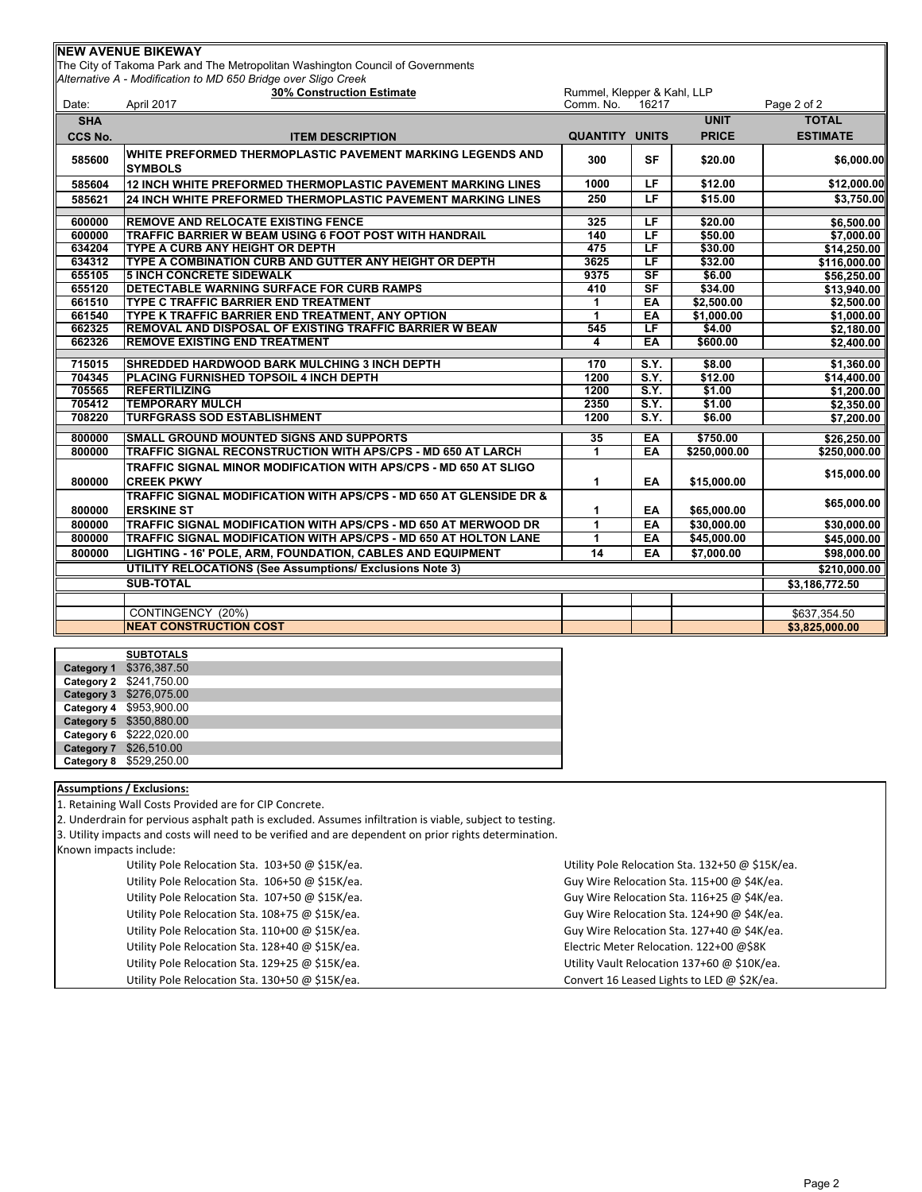**NEW AVENUE BIKEWAY**

The City of Takoma Park and The Metropolitan Washington Council of Governments

*Alternative A - Modification to MD 650 Bridge over Sligo Creek*

**30% Construction Estimate**

Rummel, Klepper & Kahl, LLP

Date: April 2017 — Comm. No. 16217

| SHA CCS No. | ITEM DESCRIPTION | QUANTITY | UNITS | UNIT PRICE | TOTAL ESTIMATE |
|---|---|---|---|---|---|
| 585600 | WHITE PREFORMED THERMOPLASTIC PAVEMENT MARKING LEGENDS AND SYMBOLS | 300 | SF | $20.00 | $6,000.00 |
| 585604 | 12 INCH WHITE PREFORMED THERMOPLASTIC PAVEMENT MARKING LINES | 1000 | LF | $12.00 | $12,000.00 |
| 585621 | 24 INCH WHITE PREFORMED THERMOPLASTIC PAVEMENT MARKING LINES | 250 | LF | $15.00 | $3,750.00 |
| 600000 | REMOVE AND RELOCATE EXISTING FENCE | 325 | LF | $20.00 | $6,500.00 |
| 600000 | TRAFFIC BARRIER W BEAM USING 6 FOOT POST WITH HANDRAIL | 140 | LF | $50.00 | $7,000.00 |
| 634204 | TYPE A CURB ANY HEIGHT OR DEPTH | 475 | LF | $30.00 | $14,250.00 |
| 634312 | TYPE A COMBINATION CURB AND GUTTER ANY HEIGHT OR DEPTH | 3625 | LF | $32.00 | $116,000.00 |
| 655105 | 5 INCH CONCRETE SIDEWALK | 9375 | SF | $6.00 | $56,250.00 |
| 655120 | DETECTABLE WARNING SURFACE FOR CURB RAMPS | 410 | SF | $34.00 | $13,940.00 |
| 661510 | TYPE C TRAFFIC BARRIER END TREATMENT | 1 | EA | $2,500.00 | $2,500.00 |
| 661540 | TYPE K TRAFFIC BARRIER END TREATMENT, ANY OPTION | 1 | EA | $1,000.00 | $1,000.00 |
| 662325 | REMOVAL AND DISPOSAL OF EXISTING TRAFFIC BARRIER W BEAM | 545 | LF | $4.00 | $2,180.00 |
| 662326 | REMOVE EXISTING END TREATMENT | 4 | EA | $600.00 | $2,400.00 |
| 715015 | SHREDDED HARDWOOD BARK MULCHING 3 INCH DEPTH | 170 | S.Y. | $8.00 | $1,360.00 |
| 704345 | PLACING FURNISHED TOPSOIL 4 INCH DEPTH | 1200 | S.Y. | $12.00 | $14,400.00 |
| 705565 | REFERTILIZING | 1200 | S.Y. | $1.00 | $1,200.00 |
| 705412 | TEMPORARY MULCH | 2350 | S.Y. | $1.00 | $2,350.00 |
| 708220 | TURFGRASS SOD ESTABLISHMENT | 1200 | S.Y. | $6.00 | $7,200.00 |
| 800000 | SMALL GROUND MOUNTED SIGNS AND SUPPORTS | 35 | EA | $750.00 | $26,250.00 |
| 800000 | TRAFFIC SIGNAL RECONSTRUCTION WITH APS/CPS - MD 650 AT LARCH | 1 | EA | $250,000.00 | $250,000.00 |
| 800000 | TRAFFIC SIGNAL MINOR MODIFICATION WITH APS/CPS - MD 650 AT SLIGO CREEK PKWY | 1 | EA | $15,000.00 | $15,000.00 |
| 800000 | TRAFFIC SIGNAL MODIFICATION WITH APS/CPS - MD 650 AT GLENSIDE DR & ERSKINE ST | 1 | EA | $65,000.00 | $65,000.00 |
| 800000 | TRAFFIC SIGNAL MODIFICATION WITH APS/CPS - MD 650 AT MERWOOD DR | 1 | EA | $30,000.00 | $30,000.00 |
| 800000 | TRAFFIC SIGNAL MODIFICATION WITH APS/CPS - MD 650 AT HOLTON LANE | 1 | EA | $45,000.00 | $45,000.00 |
| 800000 | LIGHTING - 16' POLE, ARM, FOUNDATION, CABLES AND EQUIPMENT | 14 | EA | $7,000.00 | $98,000.00 |
| | UTILITY RELOCATIONS (See Assumptions/ Exclusions Note 3) | | | | $210,000.00 |
| | SUB-TOTAL | | | | $3,186,772.50 |
| | CONTINGENCY (20%) | | | | $637,354.50 |
| | NEAT CONSTRUCTION COST | | | | $3,825,000.00 |

| | SUBTOTALS |
|---|---|
| Category 1 | $376,387.50 |
| Category 2 | $241,750.00 |
| Category 3 | $276,075.00 |
| Category 4 | $953,900.00 |
| Category 5 | $350,880.00 |
| Category 6 | $222,020.00 |
| Category 7 | $26,510.00 |
| Category 8 | $529,250.00 |

**Assumptions / Exclusions:**

1. Retaining Wall Costs Provided are for CIP Concrete.
2. Underdrain for pervious asphalt path is excluded. Assumes infiltration is viable, subject to testing.
3. Utility impacts and costs will need to be verified and are dependent on prior rights determination.

Known impacts include:

- Utility Pole Relocation Sta. 103+50 @ $15K/ea.
- Utility Pole Relocation Sta. 106+50 @ $15K/ea.
- Utility Pole Relocation Sta. 107+50 @ $15K/ea.
- Utility Pole Relocation Sta. 108+75 @ $15K/ea.
- Utility Pole Relocation Sta. 110+00 @ $15K/ea.
- Utility Pole Relocation Sta. 128+40 @ $15K/ea.
- Utility Pole Relocation Sta. 129+25 @ $15K/ea.
- Utility Pole Relocation Sta. 130+50 @ $15K/ea.
- Utility Pole Relocation Sta. 132+50 @ $15K/ea.
- Guy Wire Relocation Sta. 115+00 @ $4K/ea.
- Guy Wire Relocation Sta. 116+25 @ $4K/ea.
- Guy Wire Relocation Sta. 124+90 @ $4K/ea.
- Guy Wire Relocation Sta. 127+40 @ $4K/ea.
- Electric Meter Relocation. 122+00 @$8K
- Utility Vault Relocation 137+60 @ $10K/ea.
- Convert 16 Leased Lights to LED @ $2K/ea.